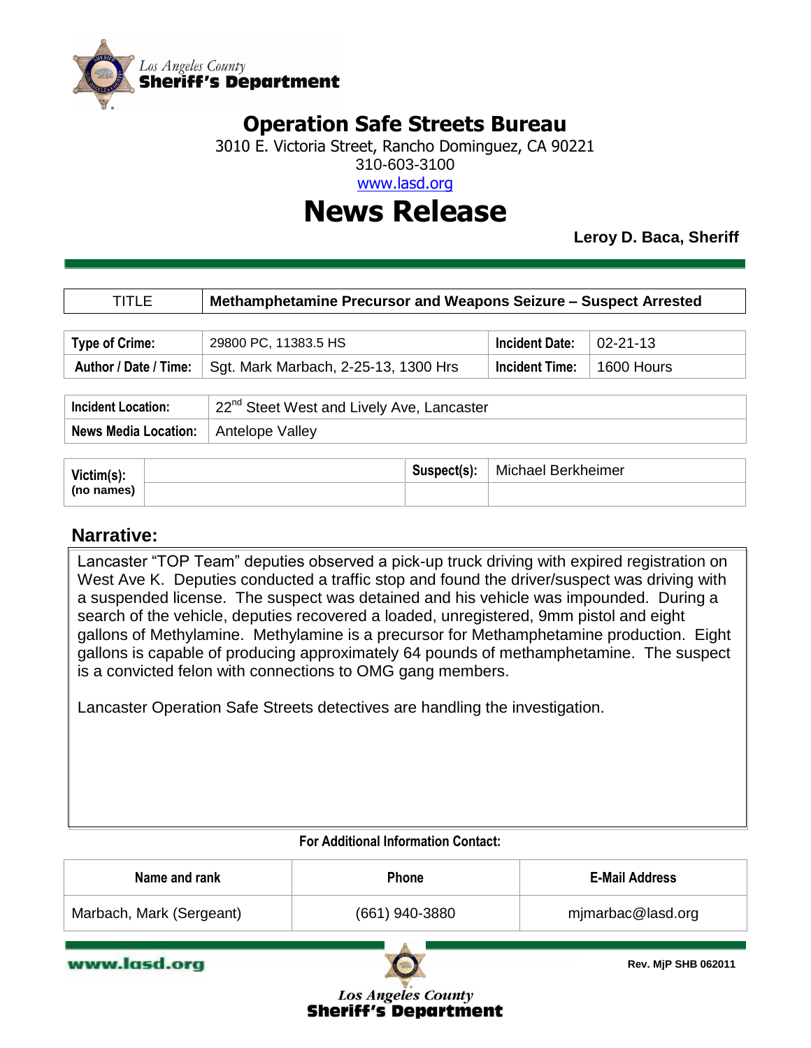Los Angeles County
**Sheriff's Department**

## Operation Safe Streets Bureau

3010 E. Victoria Street, Rancho Dominguez, CA 90221
310-603-3100
www.lasd.org

# News Release

**Leroy D. Baca, Sheriff**

| TITLE | **Methamphetamine Precursor and Weapons Seizure – Suspect Arrested** |
|---|---|

| **Type of Crime:** | 29800 PC, 11383.5 HS | **Incident Date:** | 02-21-13 |
|---|---|---|---|
| **Author / Date / Time:** | Sgt. Mark Marbach, 2-25-13, 1300 Hrs | **Incident Time:** | 1600 Hours |

| **Incident Location:** | 22nd Steet West and Lively Ave, Lancaster |
|---|---|
| **News Media Location:** | Antelope Valley |

| **Victim(s):** (no names) | | **Suspect(s):** | Michael Berkheimer |
|---|---|---|---|
| | | | |

## Narrative:

Lancaster "TOP Team" deputies observed a pick-up truck driving with expired registration on West Ave K. Deputies conducted a traffic stop and found the driver/suspect was driving with a suspended license. The suspect was detained and his vehicle was impounded. During a search of the vehicle, deputies recovered a loaded, unregistered, 9mm pistol and eight gallons of Methylamine. Methylamine is a precursor for Methamphetamine production. Eight gallons is capable of producing approximately 64 pounds of methamphetamine. The suspect is a convicted felon with connections to OMG gang members.

Lancaster Operation Safe Streets detectives are handling the investigation.

**For Additional Information Contact:**

| Name and rank | Phone | E-Mail Address |
|---|---|---|
| Marbach, Mark (Sergeant) | (661) 940-3880 | mjmarbac@lasd.org |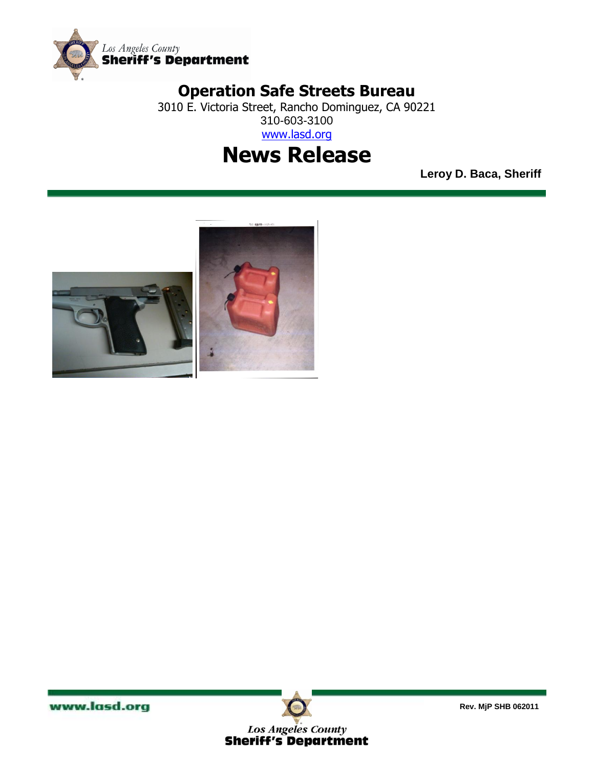# Operation Safe Streets Bureau

3010 E. Victoria Street, Rancho Dominguez, CA 90221
310-603-3100
www.lasd.org

# News Release

**Leroy D. Baca, Sheriff**